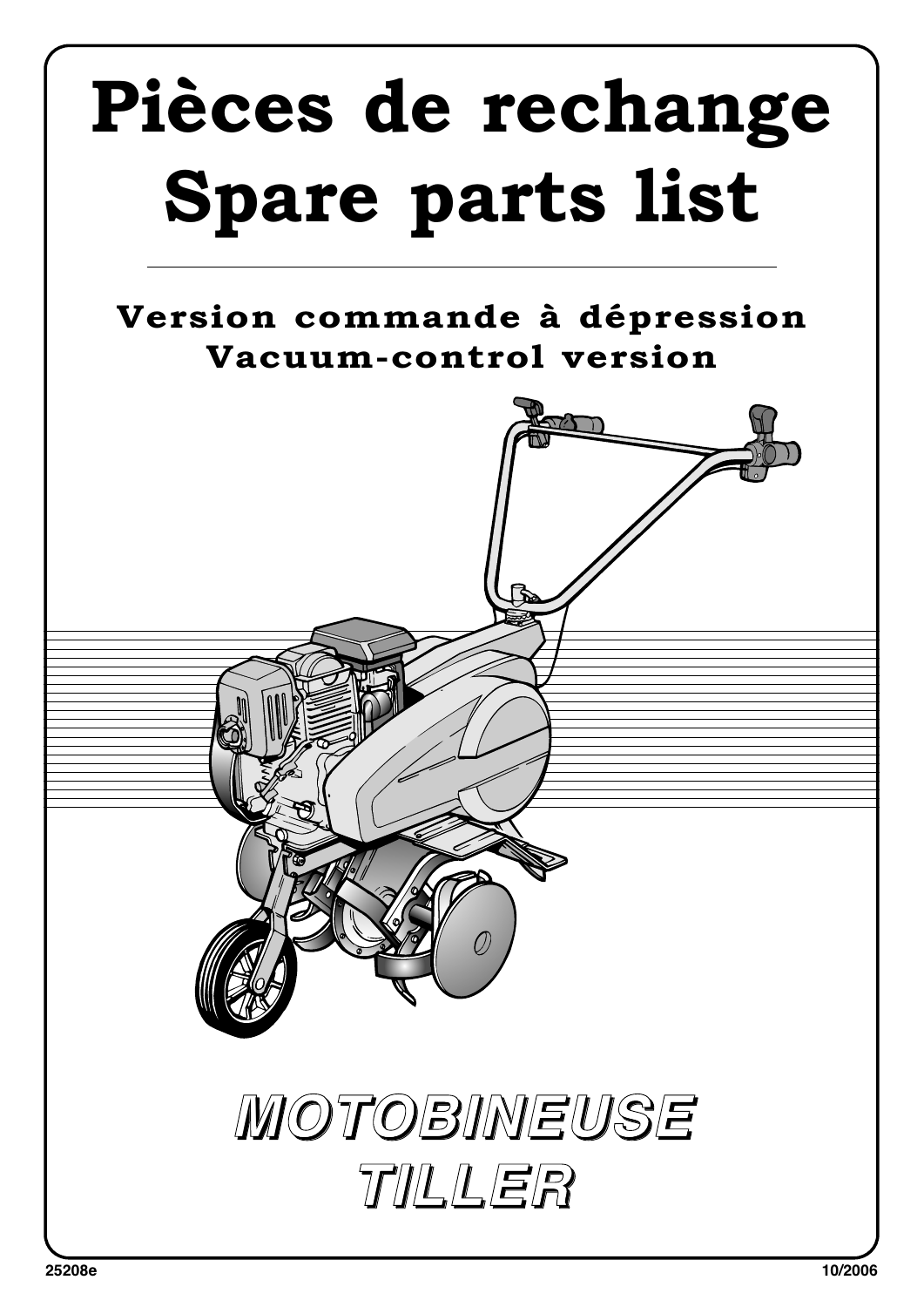# Pièces de rechange
# Spare parts list

**Version commande à dépression**
**Vacuum-control version**

## MOTOBINEUSE
## TILLER

25208e

10/2006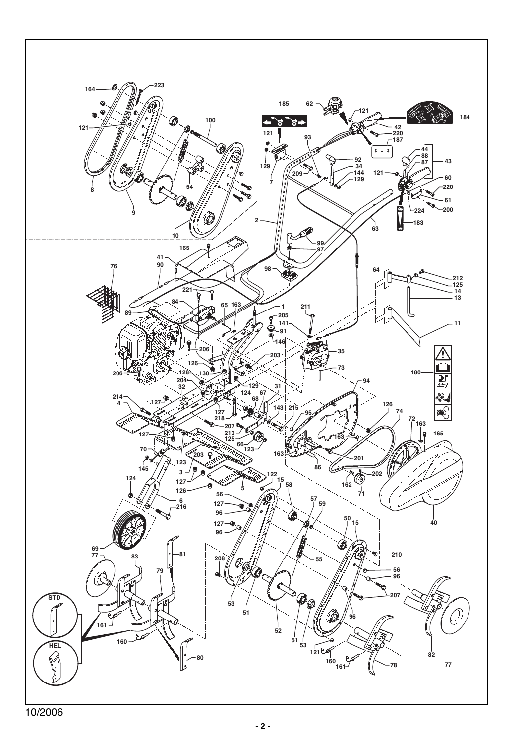10/2006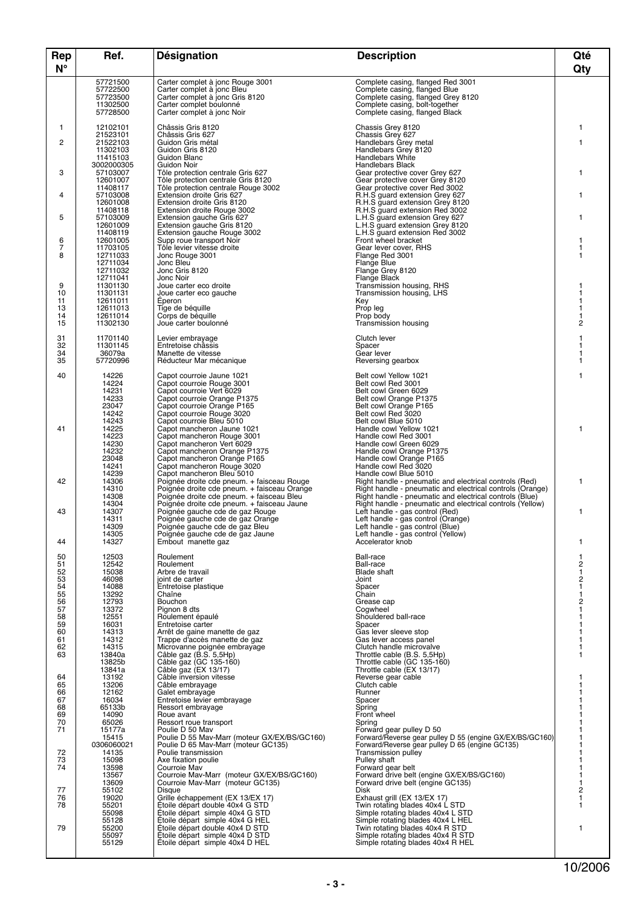| Rep N° | Ref. | Désignation | Description | Qté Qty |
|---|---|---|---|---|
| | 57721500 | Carter complet à jonc Rouge 3001 | Complete casing, flanged Red 3001 | |
| | 57722500 | Carter complet à jonc Bleu | Complete casing, flanged Blue | |
| | 57723500 | Carter complet à jonc Gris 8120 | Complete casing, flanged Grey 8120 | |
| | 11302500 | Carter complet boulonné | Complete casing, bolt-together | |
| | 57728500 | Carter complet à jonc Noir | Complete casing, flanged Black | |
| 1 | 12102101 | Châssis Gris 8120 | Chassis Grey 8120 | 1 |
| | 21523101 | Châssis Gris 627 | Chassis Grey 627 | |
| 2 | 21522103 | Guidon Gris métal | Handlebars Grey metal | 1 |
| | 11302103 | Guidon Gris 8120 | Handlebars Grey 8120 | |
| | 11415103 | Guidon Blanc | Handlebars White | |
| | 3002000305 | Guidon Noir | Handlebars Black | |
| 3 | 57103007 | Tôle protection centrale Gris 627 | Gear protective cover Grey 627 | 1 |
| | 12601007 | Tôle protection centrale Gris 8120 | Gear protective cover Grey 8120 | |
| | 11408117 | Tôle protection centrale Rouge 3002 | Gear protective cover Red 3002 | |
| 4 | 57103008 | Extension droite Gris 627 | R.H.S guard extension Grey 627 | 1 |
| | 12601008 | Extension droite Gris 8120 | R.H.S guard extension Grey 8120 | |
| | 11408118 | Extension droite Rouge 3002 | R.H.S guard extension Red 3002 | |
| 5 | 57103009 | Extension gauche Gris 627 | L.H.S guard extension Grey 627 | 1 |
| | 12601009 | Extension gauche Gris 8120 | L.H.S guard extension Grey 8120 | |
| | 11408119 | Extension gauche Rouge 3002 | L.H.S guard extension Red 3002 | |
| 6 | 12601005 | Supp roue transport Noir | Front wheel bracket | 1 |
| 7 | 11703105 | Tôle levier vitesse droite | Gear lever cover, RHS | 1 |
| 8 | 12711033 | Jonc Rouge 3001 | Flange Red 3001 | 1 |
| | 12711034 | Jonc Bleu | Flange Blue | |
| | 12711032 | Jonc Gris 8120 | Flange Grey 8120 | |
| | 12711041 | Jonc Noir | Flange Black | |
| 9 | 11301130 | Joue carter eco droite | Transmission housing, RHS | 1 |
| 10 | 11301131 | Joue carter eco gauche | Transmission housing, LHS | 1 |
| 11 | 12611011 | Éperon | Key | 1 |
| 13 | 12611013 | Tige de béquille | Prop leg | 1 |
| 14 | 12611014 | Corps de béquille | Prop body | 1 |
| 15 | 11302130 | Joue carter boulonné | Transmission housing | 2 |
| 31 | 11701140 | Levier embrayage | Clutch lever | 1 |
| 32 | 11301145 | Entretoise châssis | Spacer | 1 |
| 34 | 36079a | Manette de vitesse | Gear lever | 1 |
| 35 | 57720996 | Réducteur Mar mécanique | Reversing gearbox | 1 |
| 40 | 14226 | Capot courroie Jaune 1021 | Belt cowl Yellow 1021 | 1 |
| | 14224 | Capot courroie Rouge 3001 | Belt cowl Red 3001 | |
| | 14231 | Capot courroie Vert 6029 | Belt cowl Green 6029 | |
| | 14233 | Capot courroie Orange P1375 | Belt cowl Orange P1375 | |
| | 23047 | Capot courroie Orange P165 | Belt cowl Orange P165 | |
| | 14242 | Capot courroie Rouge 3020 | Belt cowl Red 3020 | |
| | 14243 | Capot courroie Bleu 5010 | Belt cowl Blue 5010 | |
| 41 | 14225 | Capot mancheron Jaune 1021 | Handle cowl Yellow 1021 | 1 |
| | 14223 | Capot mancheron Rouge 3001 | Handle cowl Red 3001 | |
| | 14230 | Capot mancheron Vert 6029 | Handle cowl Green 6029 | |
| | 14232 | Capot mancheron Orange P1375 | Handle cowl Orange P1375 | |
| | 23048 | Capot mancheron Orange P165 | Handle cowl Orange P165 | |
| | 14241 | Capot mancheron Rouge 3020 | Handle cowl Red 3020 | |
| | 14239 | Capot mancheron Bleu 5010 | Handle cowl Blue 5010 | |
| 42 | 14306 | Poignée droite cde pneum. + faisceau Rouge | Right handle - pneumatic and electrical controls (Red) | 1 |
| | 14310 | Poignée droite cde pneum. + faisceau Orange | Right handle - pneumatic and electrical controls (Orange) | |
| | 14308 | Poignée droite cde pneum. + faisceau Bleu | Right handle - pneumatic and electrical controls (Blue) | |
| | 14304 | Poignée droite cde pneum. + faisceau Jaune | Right handle - pneumatic and electrical controls (Yellow) | |
| 43 | 14307 | Poignée gauche cde de gaz Rouge | Left handle - gas control (Red) | 1 |
| | 14311 | Poignée gauche cde de gaz Orange | Left handle - gas control (Orange) | |
| | 14309 | Poignée gauche cde de gaz Bleu | Left handle - gas control (Blue) | |
| | 14305 | Poignée gauche cde de gaz Jaune | Left handle - gas control (Yellow) | |
| 44 | 14327 | Embout manette gaz | Accelerator knob | 1 |
| 50 | 12503 | Roulement | Ball-race | 1 |
| 51 | 12542 | Roulement | Ball-race | 2 |
| 52 | 15038 | Arbre de travail | Blade shaft | 1 |
| 53 | 46098 | joint de carter | Joint | 2 |
| 54 | 14088 | Entretoise plastique | Spacer | 1 |
| 55 | 13292 | Chaîne | Chain | 1 |
| 56 | 12793 | Bouchon | Grease cap | 2 |
| 57 | 13372 | Pignon 8 dts | Cogwheel | 1 |
| 58 | 12551 | Roulement épaulé | Shouldered ball-race | 1 |
| 59 | 16031 | Entretoise carter | Spacer | 1 |
| 60 | 14313 | Arrêt de gaine manette de gaz | Gas lever sleeve stop | 1 |
| 61 | 14312 | Trappe d'accès manette de gaz | Gas lever access panel | 1 |
| 62 | 14315 | Microvanne poignée embrayage | Clutch handle microvalve | 1 |
| 63 | 13840a | Câble gaz (B.S. 5,5Hp) | Throttle cable (B.S. 5,5Hp) | 1 |
| | 13825b | Câble gaz (GC 135-160) | Throttle cable (GC 135-160) | |
| | 13841a | Câble gaz (EX 13/17) | Throttle cable (EX 13/17) | |
| 64 | 13192 | Câble inversion vitesse | Reverse gear cable | 1 |
| 65 | 13206 | Câble embrayage | Clutch cable | 1 |
| 66 | 12162 | Galet embrayage | Runner | 1 |
| 67 | 16034 | Entretoise levier embrayage | Spacer | 1 |
| 68 | 65133b | Ressort embrayage | Spring | 1 |
| 69 | 14090 | Roue avant | Front wheel | 1 |
| 70 | 65026 | Ressort roue transport | Spring | 1 |
| 71 | 15177a | Poulie D 50 Mav | Forward gear pulley D 50 | 1 |
| | 15415 | Poulie D 55 Mav-Marr (moteur GX/EX/BS/GC160) | Forward/Reverse gear pulley D 55 (engine GX/EX/BS/GC160) | 1 |
| | 0306060021 | Poulie D 65 Mav-Marr (moteur GC135) | Forward/Reverse gear pulley D 65 (engine GC135) | 1 |
| 72 | 14135 | Poulie transmission | Transmission pulley | 1 |
| 73 | 15098 | Axe fixation poulie | Pulley shaft | 1 |
| 74 | 13598 | Courroie Mav | Forward gear belt | 1 |
| | 13567 | Courroie Mav-Marr (moteur GX/EX/BS/GC160) | Forward drive belt (engine GX/EX/BS/GC160) | 1 |
| | 13609 | Courroie Mav-Marr (moteur GC135) | Forward drive belt (engine GC135) | 1 |
| 77 | 55102 | Disque | Disk | 2 |
| 76 | 19020 | Grille échappement (EX 13/EX 17) | Exhaust grill (EX 13/EX 17) | 1 |
| 78 | 55201 | Étoile départ double 40x4 G STD | Twin rotating blades 40x4 L STD | 1 |
| | 55098 | Étoile départ simple 40x4 G STD | Simple rotating blades 40x4 L STD | |
| | 55128 | Étoile départ simple 40x4 G HEL | Simple rotating blades 40x4 L HEL | |
| 79 | 55200 | Étoile départ double 40x4 D STD | Twin rotating blades 40x4 R STD | 1 |
| | 55097 | Étoile départ simple 40x4 D STD | Simple rotating blades 40x4 R STD | |
| | 55129 | Étoile départ simple 40x4 D HEL | Simple rotating blades 40x4 R HEL | |

10/2006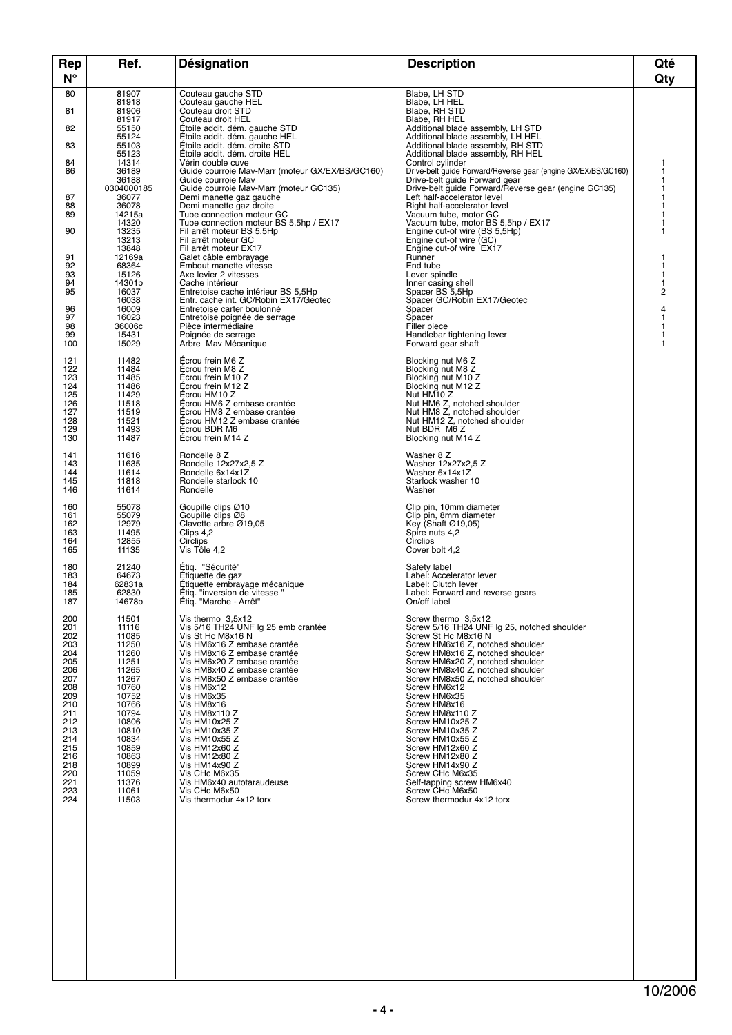| Rep N° | Ref. | Désignation | Description | Qté Qty |
|---|---|---|---|---|
| 80 | 81907 | Couteau gauche STD | Blabe, LH STD | |
| | 81918 | Couteau gauche HEL | Blabe, LH HEL | |
| 81 | 81906 | Couteau droit STD | Blabe, RH STD | |
| | 81917 | Couteau droit HEL | Blabe, RH HEL | |
| 82 | 55150 | Étoile addit. dém. gauche STD | Additional blade assembly, LH STD | |
| | 55124 | Étoile addit. dém. gauche HEL | Additional blade assembly, LH HEL | |
| 83 | 55103 | Étoile addit. dém. droite STD | Additional blade assembly, RH STD | |
| | 55123 | Étoile addit. dém. droite HEL | Additional blade assembly, RH HEL | |
| 84 | 14314 | Vérin double cuve | Control cylinder | 1 |
| 86 | 36189 | Guide courroie Mav-Marr (moteur GX/EX/BS/GC160) | Drive-belt guide Forward/Reverse gear (engine GX/EX/BS/GC160) | 1 |
| | 36188 | Guide courroie Mav | Drive-belt guide Forward gear | 1 |
| | 0304000185 | Guide courroie Mav-Marr (moteur GC135) | Drive-belt guide Forward/Reverse gear (engine GC135) | 1 |
| 87 | 36077 | Demi manette gaz gauche | Left half-accelerator level | 1 |
| 88 | 36078 | Demi manette gaz droite | Right half-accelerator level | 1 |
| 89 | 14215a | Tube connection moteur GC | Vacuum tube, motor GC | 1 |
| | 14320 | Tube connection moteur BS 5,5hp / EX17 | Vacuum tube, motor BS 5,5hp / EX17 | 1 |
| 90 | 13235 | Fil arrêt moteur BS 5,5Hp | Engine cut-of wire (BS 5,5Hp) | 1 |
| | 13213 | Fil arrêt moteur GC | Engine cut-of wire (GC) | |
| | 13848 | Fil arrêt moteur EX17 | Engine cut-of wire EX17 | |
| 91 | 12169a | Galet câble embrayage | Runner | 1 |
| 92 | 68364 | Embout manette vitesse | End tube | 1 |
| 93 | 15126 | Axe levier 2 vitesses | Lever spindle | 1 |
| 94 | 14301b | Cache intérieur | Inner casing shell | 1 |
| 95 | 16037 | Entretoise cache intérieur BS 5,5Hp | Spacer BS 5,5Hp | 2 |
| | 16038 | Entr. cache int. GC/Robin EX17/Geotec | Spacer GC/Robin EX17/Geotec | |
| 96 | 16009 | Entretoise carter boulonné | Spacer | 4 |
| 97 | 16023 | Entretoise poignée de serrage | Spacer | 1 |
| 98 | 36006c | Pièce intermédiaire | Filler piece | 1 |
| 99 | 15431 | Poignée de serrage | Handlebar tightening lever | 1 |
| 100 | 15029 | Arbre Mav Mécanique | Forward gear shaft | 1 |
| 121 | 11482 | Écrou frein M6 Z | Blocking nut M6 Z | |
| 122 | 11484 | Écrou frein M8 Z | Blocking nut M8 Z | |
| 123 | 11485 | Écrou frein M10 Z | Blocking nut M10 Z | |
| 124 | 11486 | Écrou frein M12 Z | Blocking nut M12 Z | |
| 125 | 11429 | Écrou HM10 Z | Nut HM10 Z | |
| 126 | 11518 | Écrou HM6 Z embase crantée | Nut HM6 Z, notched shoulder | |
| 127 | 11519 | Écrou HM8 Z embase crantée | Nut HM8 Z, notched shoulder | |
| 128 | 11521 | Écrou HM12 Z embase crantée | Nut HM12 Z, notched shoulder | |
| 129 | 11493 | Écrou BDR M6 | Nut BDR M6 Z | |
| 130 | 11487 | Écrou frein M14 Z | Blocking nut M14 Z | |
| 141 | 11616 | Rondelle 8 Z | Washer 8 Z | |
| 143 | 11635 | Rondelle 12x27x2,5 Z | Washer 12x27x2,5 Z | |
| 144 | 11614 | Rondelle 6x14x1Z | Washer 6x14x1Z | |
| 145 | 11818 | Rondelle starlock 10 | Starlock washer 10 | |
| 146 | 11614 | Rondelle | Washer | |
| 160 | 55078 | Goupille clips Ø10 | Clip pin, 10mm diameter | |
| 161 | 55079 | Goupille clips Ø8 | Clip pin, 8mm diameter | |
| 162 | 12979 | Clavette arbre Ø19,05 | Key (Shaft Ø19,05) | |
| 163 | 11495 | Clips 4,2 | Spire nuts 4,2 | |
| 164 | 12855 | Circlips | Circlips | |
| 165 | 11135 | Vis Tôle 4,2 | Cover bolt 4,2 | |
| 180 | 21240 | Étiq. "Sécurité" | Safety label | |
| 183 | 64673 | Étiquette de gaz | Label: Accelerator lever | |
| 184 | 62831a | Étiquette embrayage mécanique | Label: Clutch lever | |
| 185 | 62830 | Étiq. "inversion de vitesse " | Label: Forward and reverse gears | |
| 187 | 14678b | Étiq. "Marche - Arrêt" | On/off label | |
| 200 | 11501 | Vis thermo 3,5x12 | Screw thermo 3,5x12 | |
| 201 | 11116 | Vis 5/16 TH24 UNF lg 25 emb crantée | Screw 5/16 TH24 UNF lg 25, notched shoulder | |
| 202 | 11085 | Vis St Hc M8x16 N | Screw St Hc M8x16 N | |
| 203 | 11250 | Vis HM6x16 Z embase crantée | Screw HM6x16 Z, notched shoulder | |
| 204 | 11260 | Vis HM8x16 Z embase crantée | Screw HM8x16 Z, notched shoulder | |
| 205 | 11251 | Vis HM6x20 Z embase crantée | Screw HM6x20 Z, notched shoulder | |
| 206 | 11265 | Vis HM8x40 Z embase crantée | Screw HM8x40 Z, notched shoulder | |
| 207 | 11267 | Vis HM8x50 Z embase crantée | Screw HM8x50 Z, notched shoulder | |
| 208 | 10760 | Vis HM6x12 | Screw HM6x12 | |
| 209 | 10752 | Vis HM6x35 | Screw HM6x35 | |
| 210 | 10766 | Vis HM8x16 | Screw HM8x16 | |
| 211 | 10794 | Vis HM8x110 Z | Screw HM8x110 Z | |
| 212 | 10806 | Vis HM10x25 Z | Screw HM10x25 Z | |
| 213 | 10810 | Vis HM10x35 Z | Screw HM10x35 Z | |
| 214 | 10834 | Vis HM10x55 Z | Screw HM10x55 Z | |
| 215 | 10859 | Vis HM12x60 Z | Screw HM12x60 Z | |
| 216 | 10863 | Vis HM12x80 Z | Screw HM12x80 Z | |
| 218 | 10899 | Vis HM14x90 Z | Screw HM14x90 Z | |
| 220 | 11059 | Vis CHc M6x35 | Screw CHc M6x35 | |
| 221 | 11376 | Vis HM6x40 autotaraudeuse | Self-tapping screw HM6x40 | |
| 223 | 11061 | Vis CHc M6x50 | Screw CHc M6x50 | |
| 224 | 11503 | Vis thermodur 4x12 torx | Screw thermodur 4x12 torx | |

10/2006